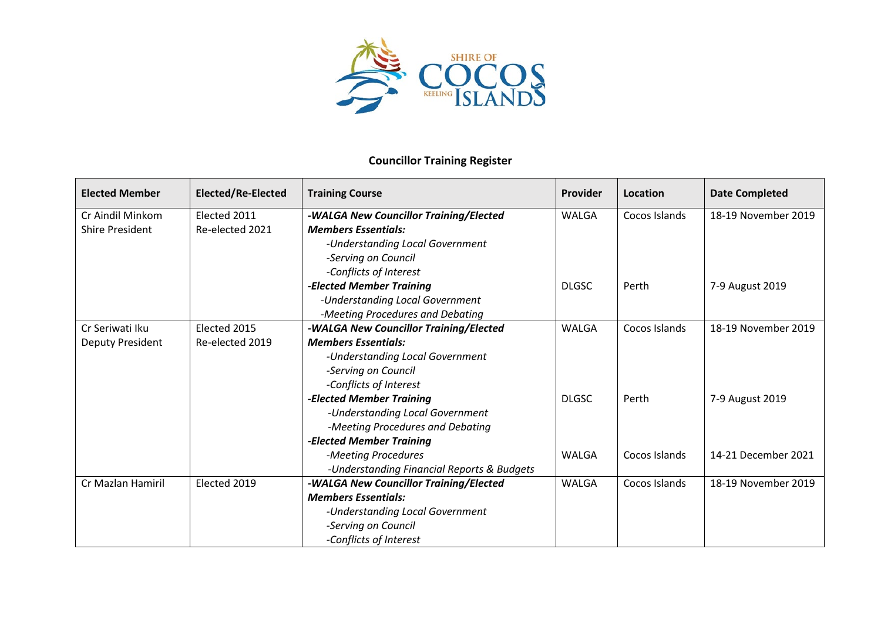## Councillor Training Register

| Elected Member | Elected/Re-Elected | Training Course | Provider | Location | Date Completed |
|---|---|---|---|---|---|
| Cr Aindil Minkom<br>Shire President | Elected 2011<br>Re-elected 2021 | ***-WALGA New Councillor Training/Elected Members Essentials:***<br>*-Understanding Local Government*<br>*-Serving on Council*<br>*-Conflicts of Interest* | WALGA | Cocos Islands | 18-19 November 2019 |
| | | ***-Elected Member Training***<br>*-Understanding Local Government*<br>*-Meeting Procedures and Debating* | DLGSC | Perth | 7-9 August 2019 |
| Cr Seriwati Iku<br>Deputy President | Elected 2015<br>Re-elected 2019 | ***-WALGA New Councillor Training/Elected Members Essentials:***<br>*-Understanding Local Government*<br>*-Serving on Council*<br>*-Conflicts of Interest* | WALGA | Cocos Islands | 18-19 November 2019 |
| | | ***-Elected Member Training***<br>*-Understanding Local Government*<br>*-Meeting Procedures and Debating* | DLGSC | Perth | 7-9 August 2019 |
| | | ***-Elected Member Training***<br>*-Meeting Procedures*<br>*-Understanding Financial Reports & Budgets* | WALGA | Cocos Islands | 14-21 December 2021 |
| Cr Mazlan Hamiril | Elected 2019 | ***-WALGA New Councillor Training/Elected Members Essentials:***<br>*-Understanding Local Government*<br>*-Serving on Council*<br>*-Conflicts of Interest* | WALGA | Cocos Islands | 18-19 November 2019 |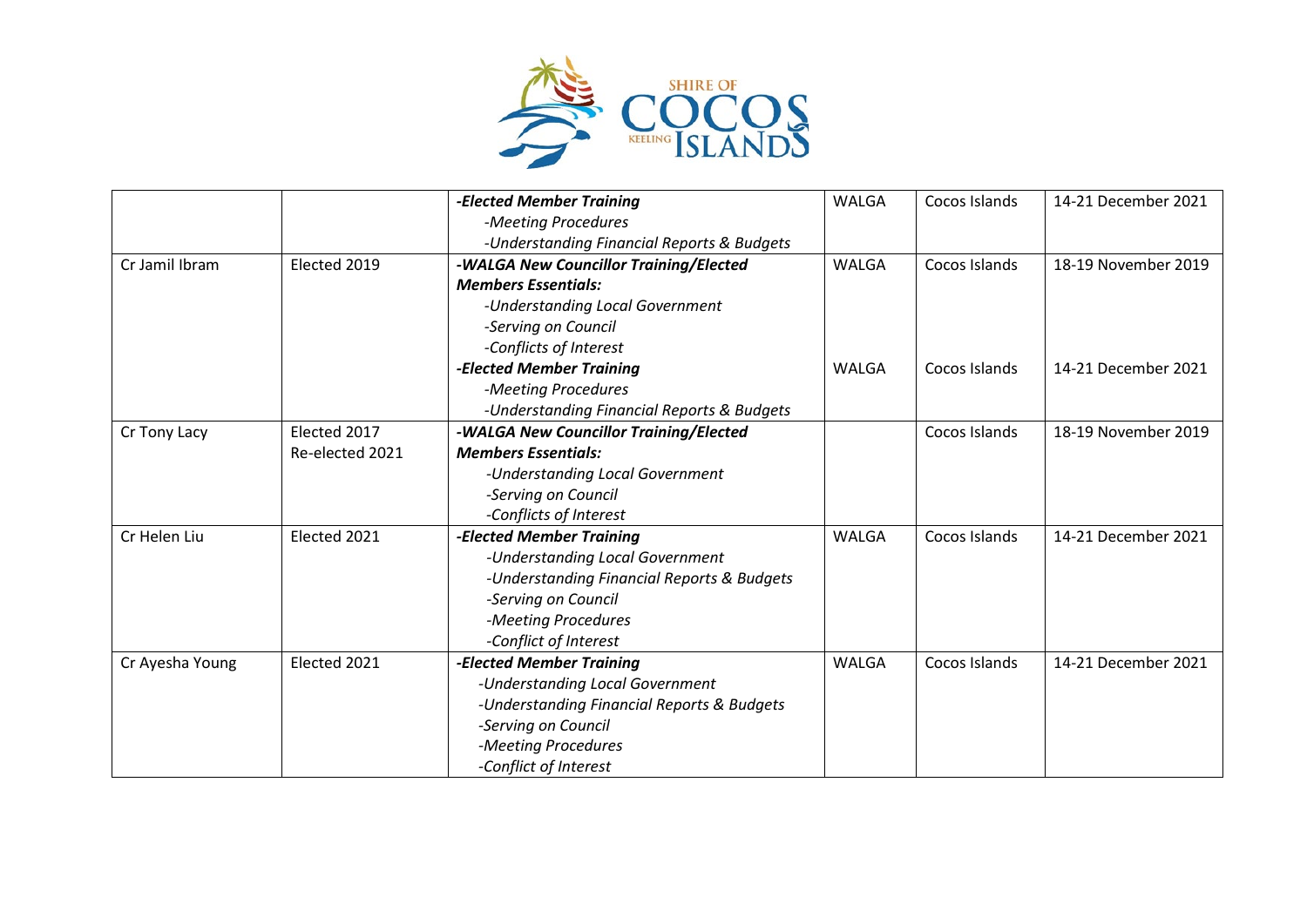| | | | | | |
|---|---|---|---|---|---|
| | | ***-Elected Member Training***<br>*-Meeting Procedures*<br>*-Understanding Financial Reports & Budgets* | WALGA | Cocos Islands | 14-21 December 2021 |
| Cr Jamil Ibram | Elected 2019 | ***-WALGA New Councillor Training/Elected Members Essentials:***<br>*-Understanding Local Government*<br>*-Serving on Council*<br>*-Conflicts of Interest*<br>***-Elected Member Training***<br>*-Meeting Procedures*<br>*-Understanding Financial Reports & Budgets* | WALGA<br><br><br><br><br>WALGA | Cocos Islands<br><br><br><br><br>Cocos Islands | 18-19 November 2019<br><br><br><br><br>14-21 December 2021 |
| Cr Tony Lacy | Elected 2017<br>Re-elected 2021 | ***-WALGA New Councillor Training/Elected Members Essentials:***<br>*-Understanding Local Government*<br>*-Serving on Council*<br>*-Conflicts of Interest* | | Cocos Islands | 18-19 November 2019 |
| Cr Helen Liu | Elected 2021 | ***-Elected Member Training***<br>*-Understanding Local Government*<br>*-Understanding Financial Reports & Budgets*<br>*-Serving on Council*<br>*-Meeting Procedures*<br>*-Conflict of Interest* | WALGA | Cocos Islands | 14-21 December 2021 |
| Cr Ayesha Young | Elected 2021 | ***-Elected Member Training***<br>*-Understanding Local Government*<br>*-Understanding Financial Reports & Budgets*<br>*-Serving on Council*<br>*-Meeting Procedures*<br>*-Conflict of Interest* | WALGA | Cocos Islands | 14-21 December 2021 |